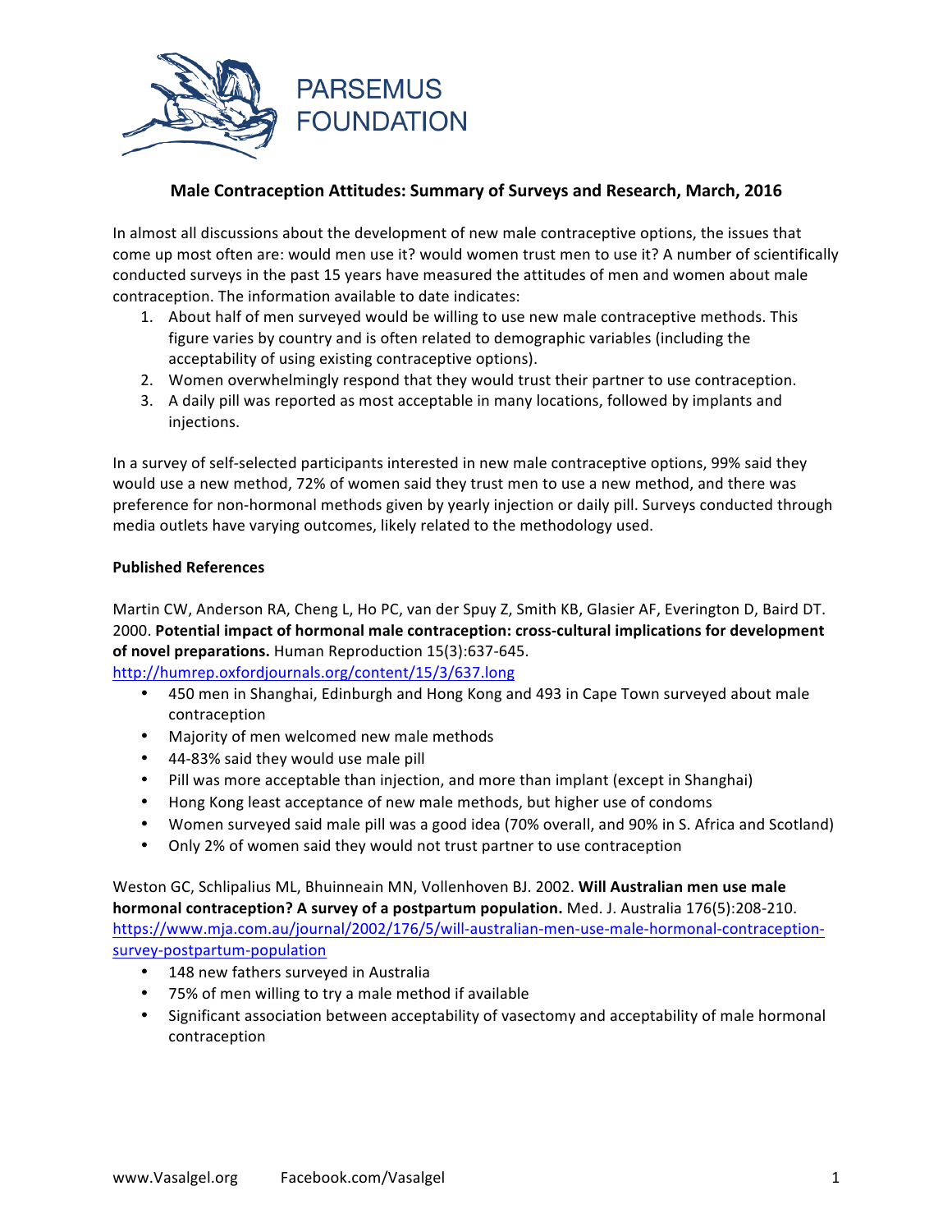PARSEMUS FOUNDATION

## Male Contraception Attitudes: Summary of Surveys and Research, March, 2016

In almost all discussions about the development of new male contraceptive options, the issues that come up most often are: would men use it? would women trust men to use it? A number of scientifically conducted surveys in the past 15 years have measured the attitudes of men and women about male contraception. The information available to date indicates:

1. About half of men surveyed would be willing to use new male contraceptive methods. This figure varies by country and is often related to demographic variables (including the acceptability of using existing contraceptive options).
2. Women overwhelmingly respond that they would trust their partner to use contraception.
3. A daily pill was reported as most acceptable in many locations, followed by implants and injections.

In a survey of self-selected participants interested in new male contraceptive options, 99% said they would use a new method, 72% of women said they trust men to use a new method, and there was preference for non-hormonal methods given by yearly injection or daily pill. Surveys conducted through media outlets have varying outcomes, likely related to the methodology used.

**Published References**

Martin CW, Anderson RA, Cheng L, Ho PC, van der Spuy Z, Smith KB, Glasier AF, Everington D, Baird DT. 2000. **Potential impact of hormonal male contraception: cross-cultural implications for development of novel preparations.** Human Reproduction 15(3):637-645.
http://humrep.oxfordjournals.org/content/15/3/637.long

- 450 men in Shanghai, Edinburgh and Hong Kong and 493 in Cape Town surveyed about male contraception
- Majority of men welcomed new male methods
- 44-83% said they would use male pill
- Pill was more acceptable than injection, and more than implant (except in Shanghai)
- Hong Kong least acceptance of new male methods, but higher use of condoms
- Women surveyed said male pill was a good idea (70% overall, and 90% in S. Africa and Scotland)
- Only 2% of women said they would not trust partner to use contraception

Weston GC, Schlipalius ML, Bhuinneain MN, Vollenhoven BJ. 2002. **Will Australian men use male hormonal contraception? A survey of a postpartum population.** Med. J. Australia 176(5):208-210.
https://www.mja.com.au/journal/2002/176/5/will-australian-men-use-male-hormonal-contraception-survey-postpartum-population

- 148 new fathers surveyed in Australia
- 75% of men willing to try a male method if available
- Significant association between acceptability of vasectomy and acceptability of male hormonal contraception

www.Vasalgel.org Facebook.com/Vasalgel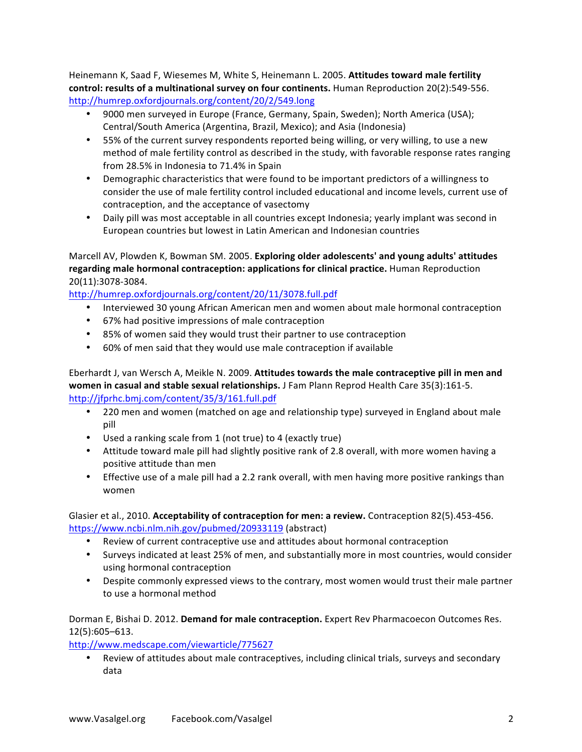Heinemann K, Saad F, Wiesemes M, White S, Heinemann L. 2005. **Attitudes toward male fertility control: results of a multinational survey on four continents.** Human Reproduction 20(2):549-556. http://humrep.oxfordjournals.org/content/20/2/549.long

- 9000 men surveyed in Europe (France, Germany, Spain, Sweden); North America (USA); Central/South America (Argentina, Brazil, Mexico); and Asia (Indonesia)
- 55% of the current survey respondents reported being willing, or very willing, to use a new method of male fertility control as described in the study, with favorable response rates ranging from 28.5% in Indonesia to 71.4% in Spain
- Demographic characteristics that were found to be important predictors of a willingness to consider the use of male fertility control included educational and income levels, current use of contraception, and the acceptance of vasectomy
- Daily pill was most acceptable in all countries except Indonesia; yearly implant was second in European countries but lowest in Latin American and Indonesian countries

Marcell AV, Plowden K, Bowman SM. 2005. **Exploring older adolescents' and young adults' attitudes regarding male hormonal contraception: applications for clinical practice.** Human Reproduction 20(11):3078-3084.
http://humrep.oxfordjournals.org/content/20/11/3078.full.pdf

- Interviewed 30 young African American men and women about male hormonal contraception
- 67% had positive impressions of male contraception
- 85% of women said they would trust their partner to use contraception
- 60% of men said that they would use male contraception if available

Eberhardt J, van Wersch A, Meikle N. 2009. **Attitudes towards the male contraceptive pill in men and women in casual and stable sexual relationships.** J Fam Plann Reprod Health Care 35(3):161-5.
http://jfprhc.bmj.com/content/35/3/161.full.pdf

- 220 men and women (matched on age and relationship type) surveyed in England about male pill
- Used a ranking scale from 1 (not true) to 4 (exactly true)
- Attitude toward male pill had slightly positive rank of 2.8 overall, with more women having a positive attitude than men
- Effective use of a male pill had a 2.2 rank overall, with men having more positive rankings than women

Glasier et al., 2010. **Acceptability of contraception for men: a review.** Contraception 82(5).453-456.
https://www.ncbi.nlm.nih.gov/pubmed/20933119 (abstract)

- Review of current contraceptive use and attitudes about hormonal contraception
- Surveys indicated at least 25% of men, and substantially more in most countries, would consider using hormonal contraception
- Despite commonly expressed views to the contrary, most women would trust their male partner to use a hormonal method

Dorman E, Bishai D. 2012. **Demand for male contraception.** Expert Rev Pharmacoecon Outcomes Res. 12(5):605–613.
http://www.medscape.com/viewarticle/775627

- Review of attitudes about male contraceptives, including clinical trials, surveys and secondary data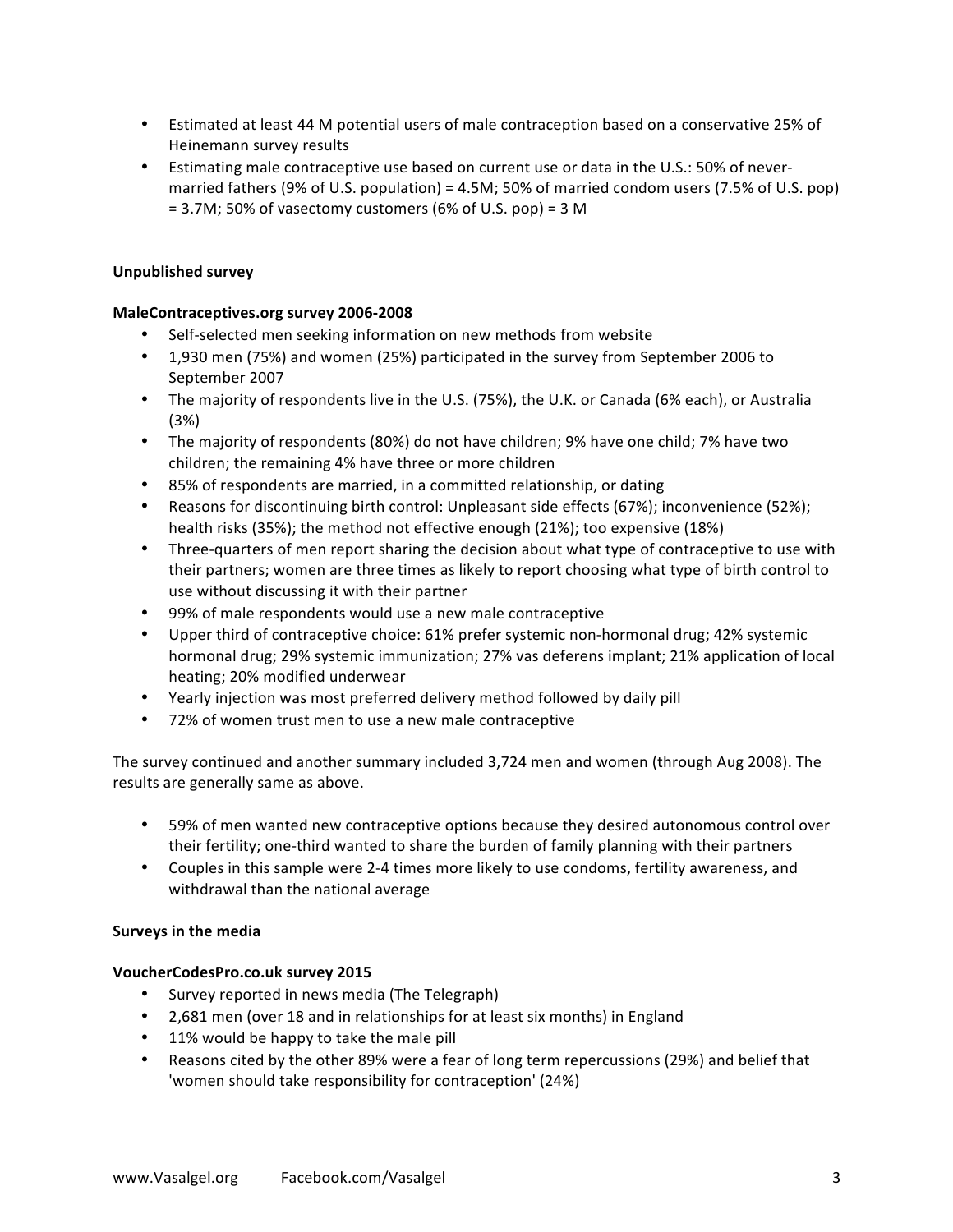- Estimated at least 44 M potential users of male contraception based on a conservative 25% of Heinemann survey results
- Estimating male contraceptive use based on current use or data in the U.S.: 50% of never-married fathers (9% of U.S. population) = 4.5M; 50% of married condom users (7.5% of U.S. pop) = 3.7M; 50% of vasectomy customers (6% of U.S. pop) = 3 M

**Unpublished survey**

**MaleContraceptives.org survey 2006-2008**

- Self-selected men seeking information on new methods from website
- 1,930 men (75%) and women (25%) participated in the survey from September 2006 to September 2007
- The majority of respondents live in the U.S. (75%), the U.K. or Canada (6% each), or Australia (3%)
- The majority of respondents (80%) do not have children; 9% have one child; 7% have two children; the remaining 4% have three or more children
- 85% of respondents are married, in a committed relationship, or dating
- Reasons for discontinuing birth control: Unpleasant side effects (67%); inconvenience (52%); health risks (35%); the method not effective enough (21%); too expensive (18%)
- Three-quarters of men report sharing the decision about what type of contraceptive to use with their partners; women are three times as likely to report choosing what type of birth control to use without discussing it with their partner
- 99% of male respondents would use a new male contraceptive
- Upper third of contraceptive choice: 61% prefer systemic non-hormonal drug; 42% systemic hormonal drug; 29% systemic immunization; 27% vas deferens implant; 21% application of local heating; 20% modified underwear
- Yearly injection was most preferred delivery method followed by daily pill
- 72% of women trust men to use a new male contraceptive

The survey continued and another summary included 3,724 men and women (through Aug 2008). The results are generally same as above.

- 59% of men wanted new contraceptive options because they desired autonomous control over their fertility; one-third wanted to share the burden of family planning with their partners
- Couples in this sample were 2-4 times more likely to use condoms, fertility awareness, and withdrawal than the national average

**Surveys in the media**

**VoucherCodesPro.co.uk survey 2015**

- Survey reported in news media (The Telegraph)
- 2,681 men (over 18 and in relationships for at least six months) in England
- 11% would be happy to take the male pill
- Reasons cited by the other 89% were a fear of long term repercussions (29%) and belief that 'women should take responsibility for contraception' (24%)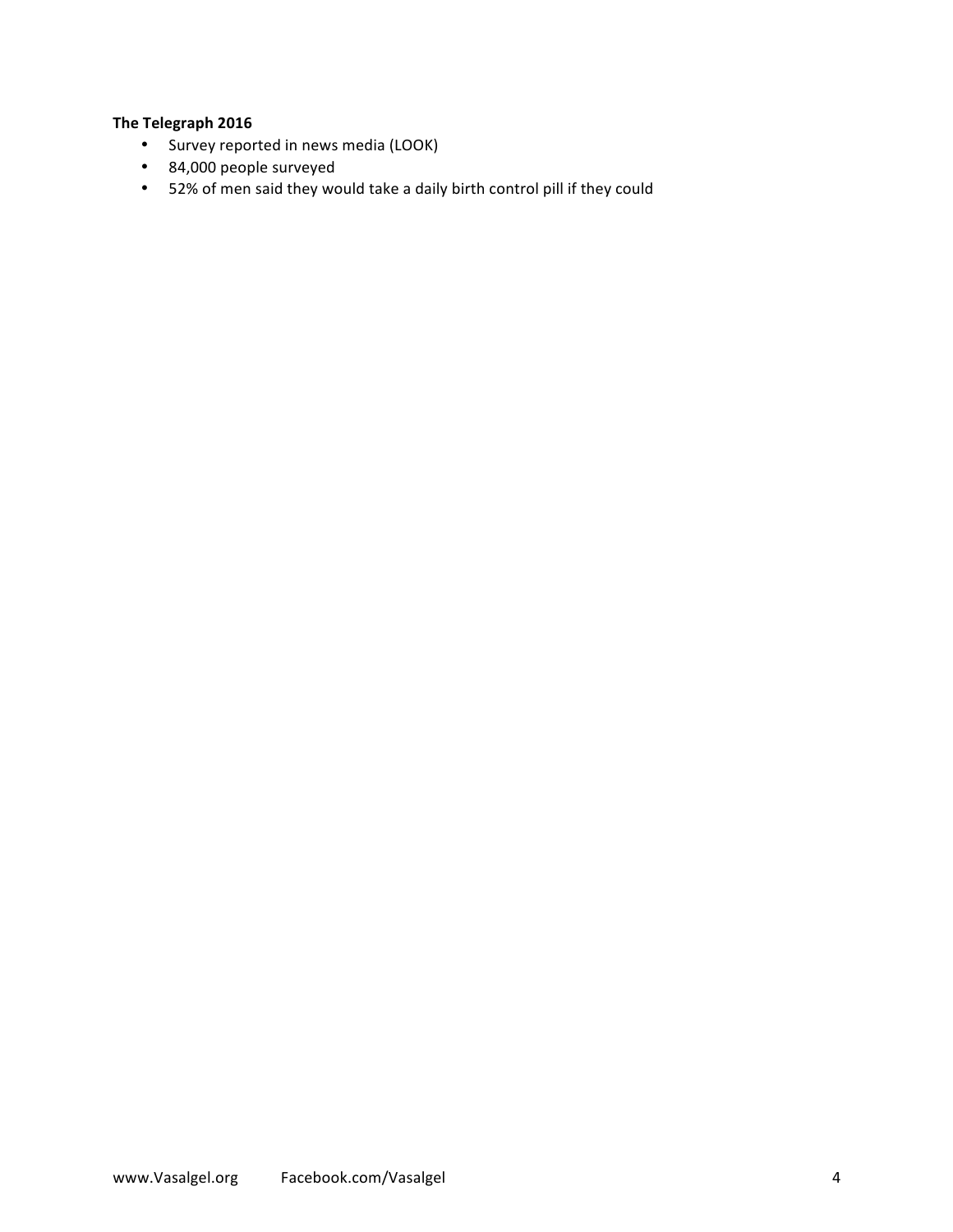**The Telegraph 2016**

- Survey reported in news media (LOOK)
- 84,000 people surveyed
- 52% of men said they would take a daily birth control pill if they could